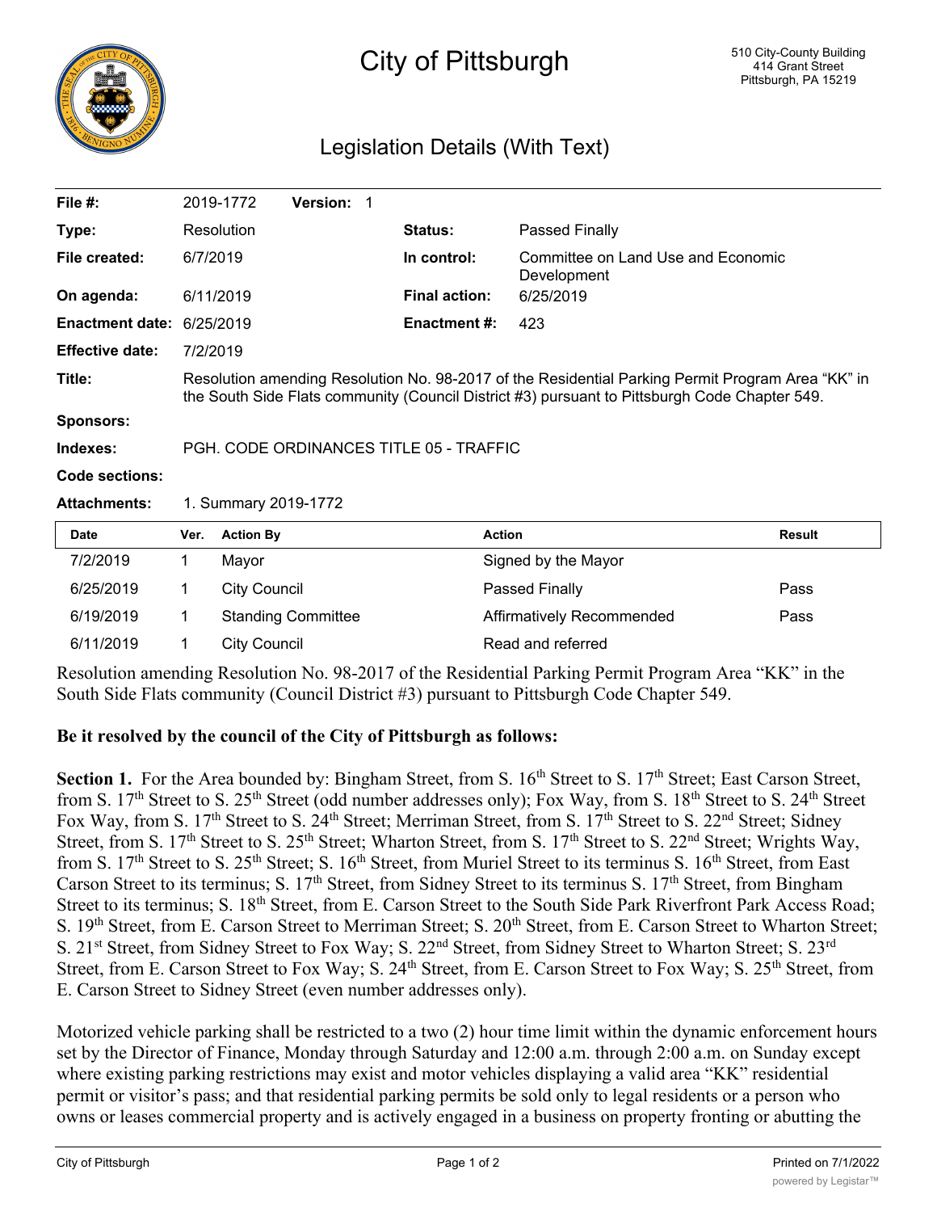# City of Pittsburgh

510 City-County Building
414 Grant Street
Pittsburgh, PA 15219

## Legislation Details (With Text)

| | | | |
|---|---|---|---|
| **File #:** | 2019-1772 **Version:** 1 | | |
| **Type:** | Resolution | **Status:** | Passed Finally |
| **File created:** | 6/7/2019 | **In control:** | Committee on Land Use and Economic Development |
| **On agenda:** | 6/11/2019 | **Final action:** | 6/25/2019 |
| **Enactment date:** | 6/25/2019 | **Enactment #:** | 423 |
| **Effective date:** | 7/2/2019 | | |
| **Title:** | Resolution amending Resolution No. 98-2017 of the Residential Parking Permit Program Area "KK" in the South Side Flats community (Council District #3) pursuant to Pittsburgh Code Chapter 549. | | |
| **Sponsors:** | | | |
| **Indexes:** | PGH. CODE ORDINANCES TITLE 05 - TRAFFIC | | |
| **Code sections:** | | | |
| **Attachments:** | 1. Summary 2019-1772 | | |

| Date | Ver. | Action By | Action | Result |
|---|---|---|---|---|
| 7/2/2019 | 1 | Mayor | Signed by the Mayor | |
| 6/25/2019 | 1 | City Council | Passed Finally | Pass |
| 6/19/2019 | 1 | Standing Committee | Affirmatively Recommended | Pass |
| 6/11/2019 | 1 | City Council | Read and referred | |

Resolution amending Resolution No. 98-2017 of the Residential Parking Permit Program Area "KK" in the South Side Flats community (Council District #3) pursuant to Pittsburgh Code Chapter 549.

**Be it resolved by the council of the City of Pittsburgh as follows:**

**Section 1.** For the Area bounded by: Bingham Street, from S. 16th Street to S. 17th Street; East Carson Street, from S. 17th Street to S. 25th Street (odd number addresses only); Fox Way, from S. 18th Street to S. 24th Street Fox Way, from S. 17th Street to S. 24th Street; Merriman Street, from S. 17th Street to S. 22nd Street; Sidney Street, from S. 17th Street to S. 25th Street; Wharton Street, from S. 17th Street to S. 22nd Street; Wrights Way, from S. 17th Street to S. 25th Street; S. 16th Street, from Muriel Street to its terminus S. 16th Street, from East Carson Street to its terminus; S. 17th Street, from Sidney Street to its terminus S. 17th Street, from Bingham Street to its terminus; S. 18th Street, from E. Carson Street to the South Side Park Riverfront Park Access Road; S. 19th Street, from E. Carson Street to Merriman Street; S. 20th Street, from E. Carson Street to Wharton Street; S. 21st Street, from Sidney Street to Fox Way; S. 22nd Street, from Sidney Street to Wharton Street; S. 23rd Street, from E. Carson Street to Fox Way; S. 24th Street, from E. Carson Street to Fox Way; S. 25th Street, from E. Carson Street to Sidney Street (even number addresses only).

Motorized vehicle parking shall be restricted to a two (2) hour time limit within the dynamic enforcement hours set by the Director of Finance, Monday through Saturday and 12:00 a.m. through 2:00 a.m. on Sunday except where existing parking restrictions may exist and motor vehicles displaying a valid area "KK" residential permit or visitor's pass; and that residential parking permits be sold only to legal residents or a person who owns or leases commercial property and is actively engaged in a business on property fronting or abutting the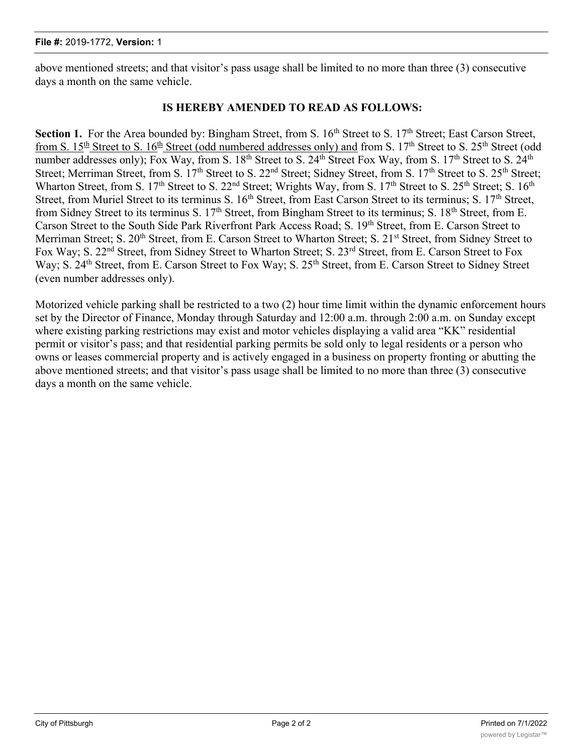above mentioned streets; and that visitor's pass usage shall be limited to no more than three (3) consecutive days a month on the same vehicle.

**IS HEREBY AMENDED TO READ AS FOLLOWS:**

**Section 1.** For the Area bounded by: Bingham Street, from S. 16th Street to S. 17th Street; East Carson Street, from S. 15th Street to S. 16th Street (odd numbered addresses only) and from S. 17th Street to S. 25th Street (odd number addresses only); Fox Way, from S. 18th Street to S. 24th Street Fox Way, from S. 17th Street to S. 24th Street; Merriman Street, from S. 17th Street to S. 22nd Street; Sidney Street, from S. 17th Street to S. 25th Street; Wharton Street, from S. 17th Street to S. 22nd Street; Wrights Way, from S. 17th Street to S. 25th Street; S. 16th Street, from Muriel Street to its terminus S. 16th Street, from East Carson Street to its terminus; S. 17th Street, from Sidney Street to its terminus S. 17th Street, from Bingham Street to its terminus; S. 18th Street, from E. Carson Street to the South Side Park Riverfront Park Access Road; S. 19th Street, from E. Carson Street to Merriman Street; S. 20th Street, from E. Carson Street to Wharton Street; S. 21st Street, from Sidney Street to Fox Way; S. 22nd Street, from Sidney Street to Wharton Street; S. 23rd Street, from E. Carson Street to Fox Way; S. 24th Street, from E. Carson Street to Fox Way; S. 25th Street, from E. Carson Street to Sidney Street (even number addresses only).

Motorized vehicle parking shall be restricted to a two (2) hour time limit within the dynamic enforcement hours set by the Director of Finance, Monday through Saturday and 12:00 a.m. through 2:00 a.m. on Sunday except where existing parking restrictions may exist and motor vehicles displaying a valid area "KK" residential permit or visitor's pass; and that residential parking permits be sold only to legal residents or a person who owns or leases commercial property and is actively engaged in a business on property fronting or abutting the above mentioned streets; and that visitor's pass usage shall be limited to no more than three (3) consecutive days a month on the same vehicle.